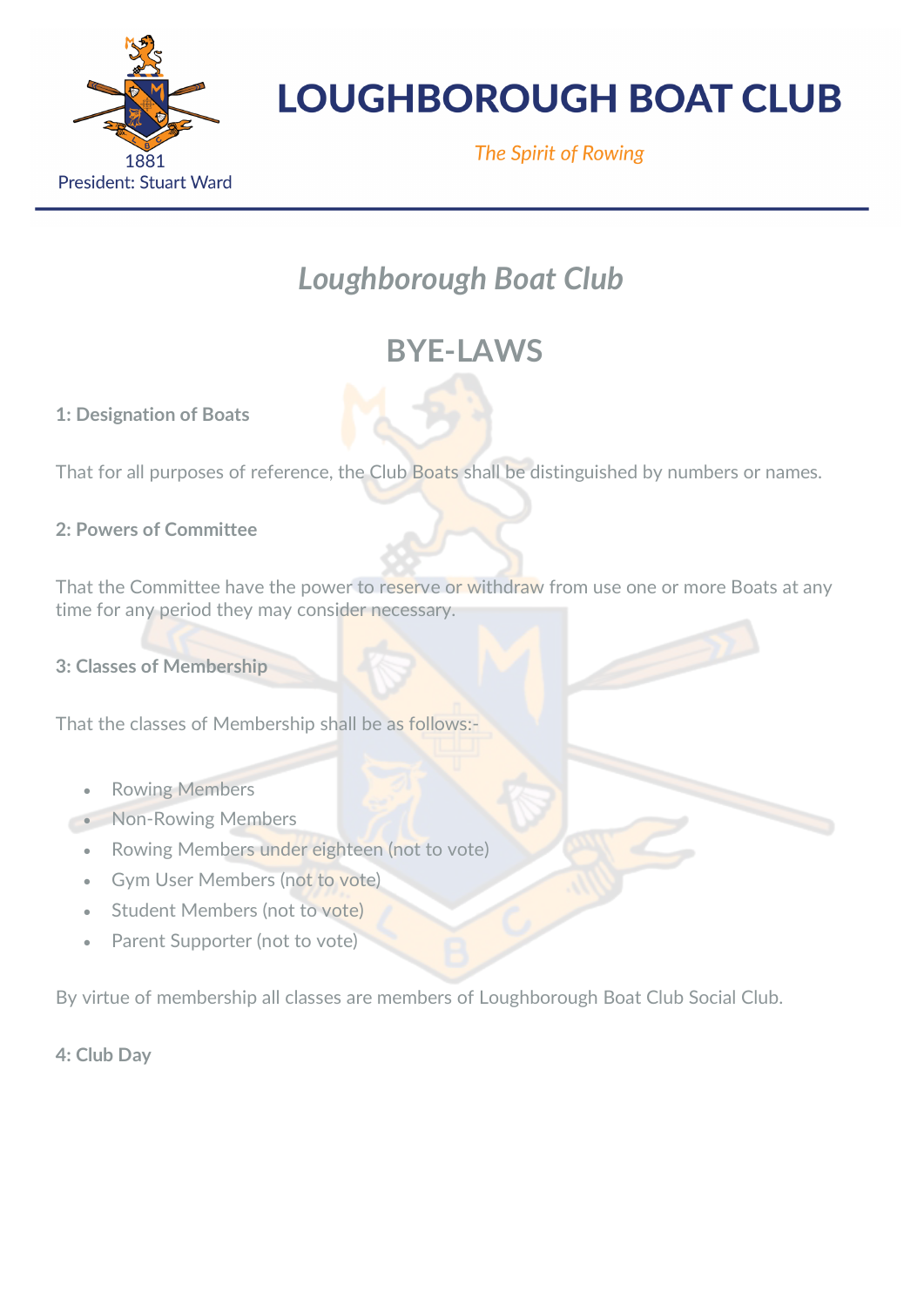# LOUGHBOROUGH BOAT CLUB

1881

President: Stuart Ward

*The Spirit of Rowing*

## *Loughborough Boat Club*

## BYE-LAWS

### 1: Designation of Boats

That for all purposes of reference, the Club Boats shall be distinguished by numbers or names.

### 2: Powers of Committee

That the Committee have the power to reserve or withdraw from use one or more Boats at any time for any period they may consider necessary.

### 3: Classes of Membership

That the classes of Membership shall be as follows:-

- Rowing Members
- Non-Rowing Members
- Rowing Members under eighteen (not to vote)
- Gym User Members (not to vote)
- Student Members (not to vote)
- Parent Supporter (not to vote)

By virtue of membership all classes are members of Loughborough Boat Club Social Club.

### 4: Club Day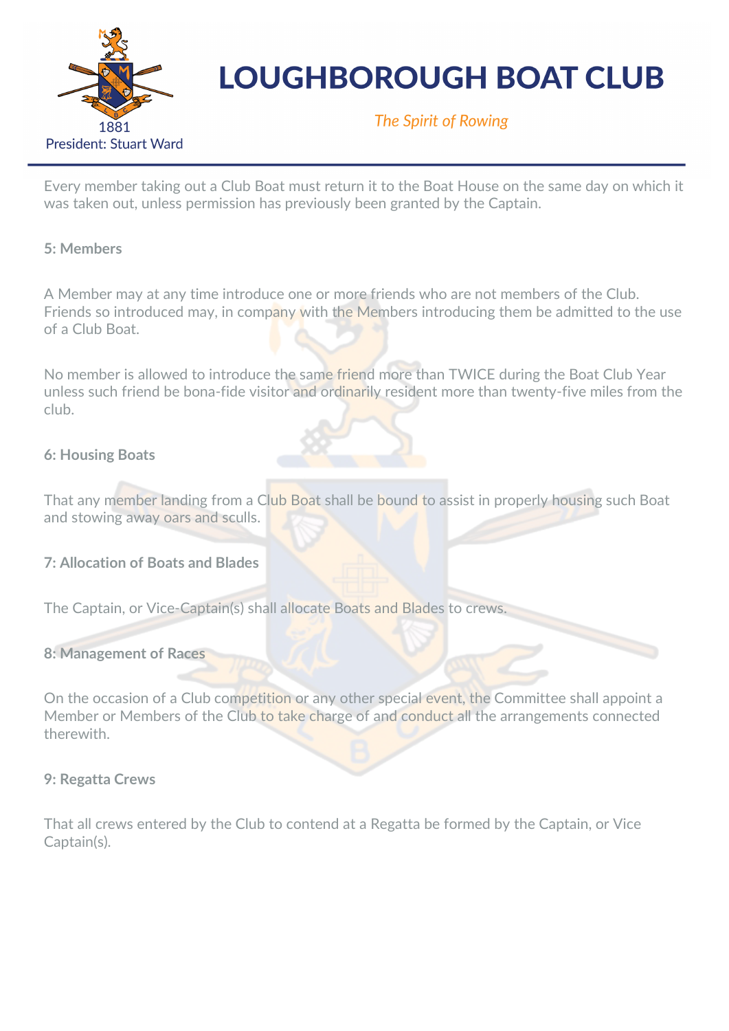Every member taking out a Club Boat must return it to the Boat House on the same day on which it was taken out, unless permission has previously been granted by the Captain.

**5: Members**

A Member may at any time introduce one or more friends who are not members of the Club. Friends so introduced may, in company with the Members introducing them be admitted to the use of a Club Boat.

No member is allowed to introduce the same friend more than TWICE during the Boat Club Year unless such friend be bona-fide visitor and ordinarily resident more than twenty-five miles from the club.

**6: Housing Boats**

That any member landing from a Club Boat shall be bound to assist in properly housing such Boat and stowing away oars and sculls.

**7: Allocation of Boats and Blades**

The Captain, or Vice-Captain(s) shall allocate Boats and Blades to crews.

**8: Management of Races**

On the occasion of a Club competition or any other special event, the Committee shall appoint a Member or Members of the Club to take charge of and conduct all the arrangements connected therewith.

**9: Regatta Crews**

That all crews entered by the Club to contend at a Regatta be formed by the Captain, or Vice Captain(s).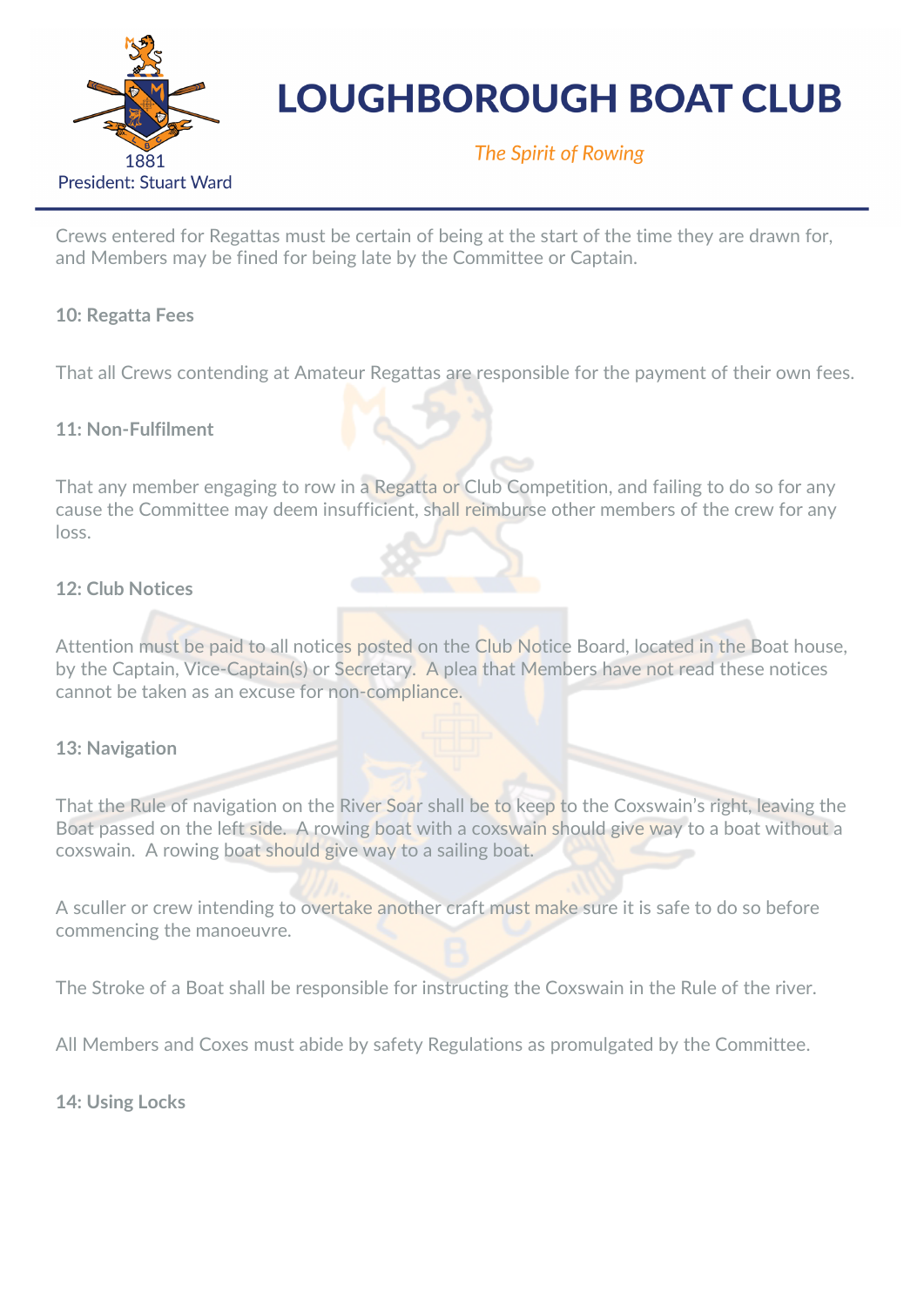Crews entered for Regattas must be certain of being at the start of the time they are drawn for, and Members may be fined for being late by the Committee or Captain.

**10: Regatta Fees**

That all Crews contending at Amateur Regattas are responsible for the payment of their own fees.

**11: Non-Fulfilment**

That any member engaging to row in a Regatta or Club Competition, and failing to do so for any cause the Committee may deem insufficient, shall reimburse other members of the crew for any loss.

**12: Club Notices**

Attention must be paid to all notices posted on the Club Notice Board, located in the Boat house, by the Captain, Vice-Captain(s) or Secretary. A plea that Members have not read these notices cannot be taken as an excuse for non-compliance.

**13: Navigation**

That the Rule of navigation on the River Soar shall be to keep to the Coxswain's right, leaving the Boat passed on the left side. A rowing boat with a coxswain should give way to a boat without a coxswain. A rowing boat should give way to a sailing boat.

A sculler or crew intending to overtake another craft must make sure it is safe to do so before commencing the manoeuvre.

The Stroke of a Boat shall be responsible for instructing the Coxswain in the Rule of the river.

All Members and Coxes must abide by safety Regulations as promulgated by the Committee.

**14: Using Locks**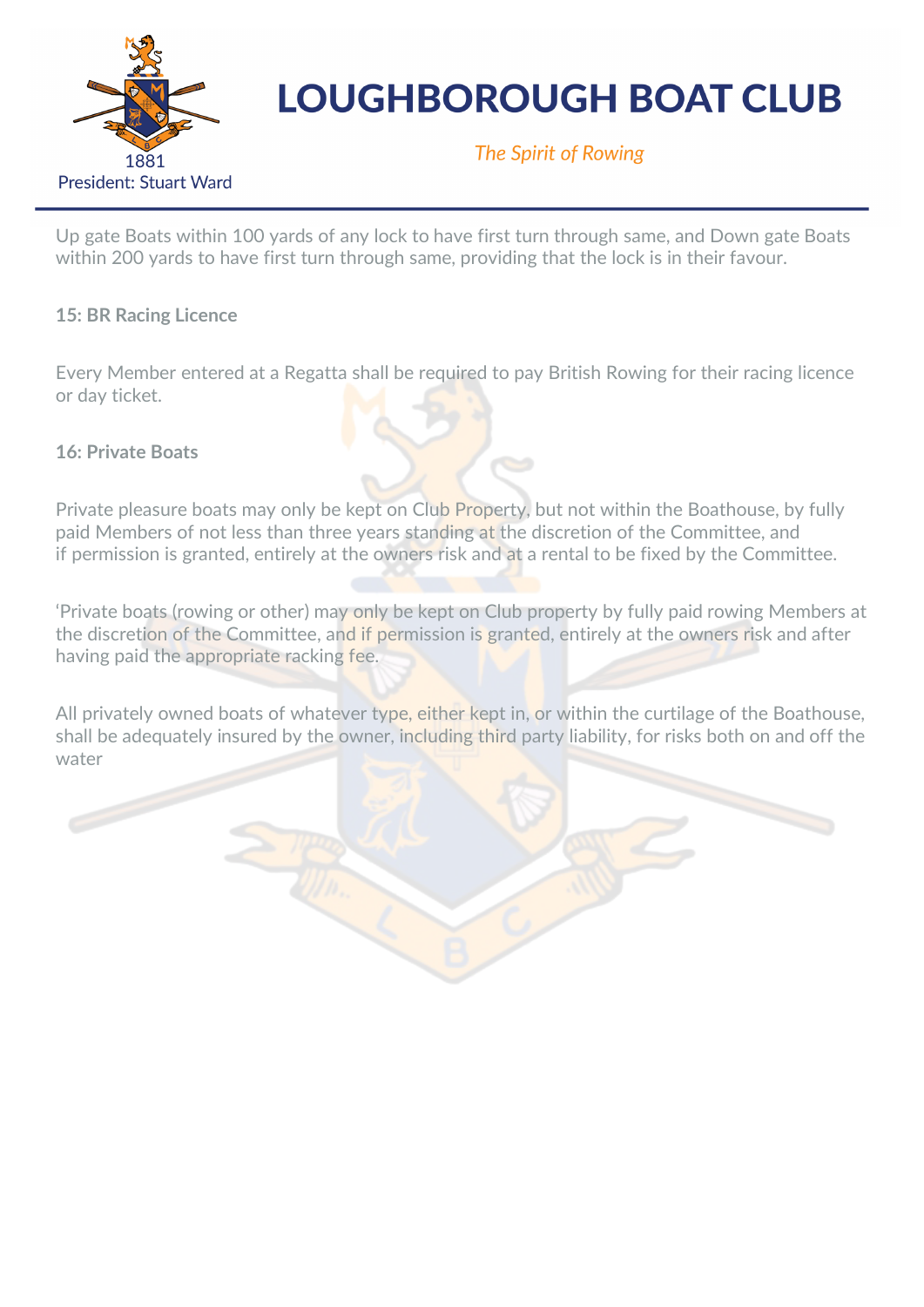Up gate Boats within 100 yards of any lock to have first turn through same, and Down gate Boats within 200 yards to have first turn through same, providing that the lock is in their favour.

**15: BR Racing Licence**

Every Member entered at a Regatta shall be required to pay British Rowing for their racing licence or day ticket.

**16: Private Boats**

Private pleasure boats may only be kept on Club Property, but not within the Boathouse, by fully paid Members of not less than three years standing at the discretion of the Committee, and if permission is granted, entirely at the owners risk and at a rental to be fixed by the Committee.

'Private boats (rowing or other) may only be kept on Club property by fully paid rowing Members at the discretion of the Committee, and if permission is granted, entirely at the owners risk and after having paid the appropriate racking fee.

All privately owned boats of whatever type, either kept in, or within the curtilage of the Boathouse, shall be adequately insured by the owner, including third party liability, for risks both on and off the water